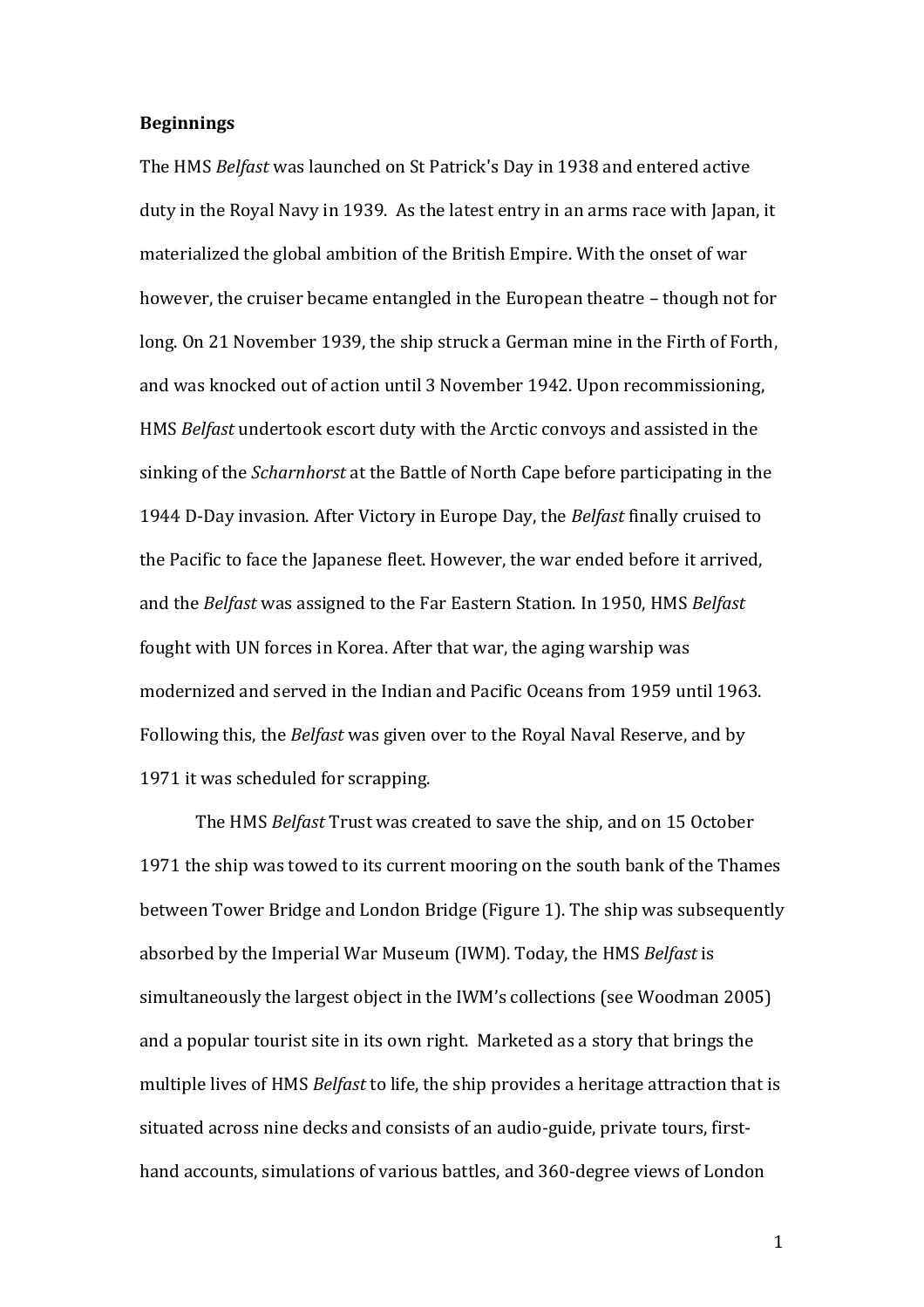**Beginnings**

The HMS *Belfast* was launched on St Patrick's Day in 1938 and entered active duty in the Royal Navy in 1939. As the latest entry in an arms race with Japan, it materialized the global ambition of the British Empire. With the onset of war however, the cruiser became entangled in the European theatre – though not for long. On 21 November 1939, the ship struck a German mine in the Firth of Forth, and was knocked out of action until 3 November 1942. Upon recommissioning, HMS *Belfast* undertook escort duty with the Arctic convoys and assisted in the sinking of the *Scharnhorst* at the Battle of North Cape before participating in the 1944 D-Day invasion. After Victory in Europe Day, the *Belfast* finally cruised to the Pacific to face the Japanese fleet. However, the war ended before it arrived, and the *Belfast* was assigned to the Far Eastern Station. In 1950, HMS *Belfast* fought with UN forces in Korea. After that war, the aging warship was modernized and served in the Indian and Pacific Oceans from 1959 until 1963. Following this, the *Belfast* was given over to the Royal Naval Reserve, and by 1971 it was scheduled for scrapping.

The HMS *Belfast* Trust was created to save the ship, and on 15 October 1971 the ship was towed to its current mooring on the south bank of the Thames between Tower Bridge and London Bridge (Figure 1). The ship was subsequently absorbed by the Imperial War Museum (IWM). Today, the HMS *Belfast* is simultaneously the largest object in the IWM's collections (see Woodman 2005) and a popular tourist site in its own right. Marketed as a story that brings the multiple lives of HMS *Belfast* to life, the ship provides a heritage attraction that is situated across nine decks and consists of an audio-guide, private tours, first-hand accounts, simulations of various battles, and 360-degree views of London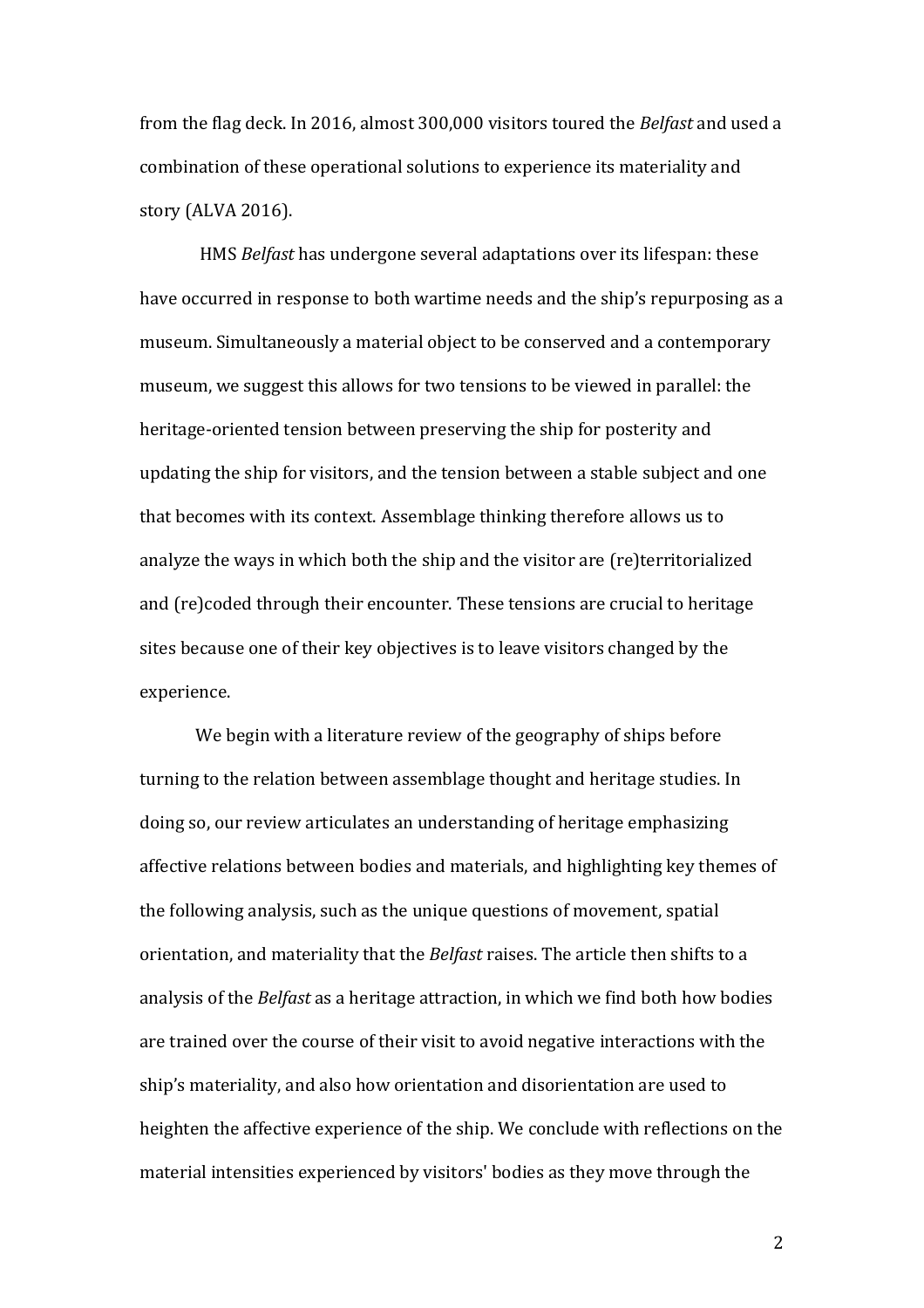from the flag deck. In 2016, almost 300,000 visitors toured the *Belfast* and used a combination of these operational solutions to experience its materiality and story (ALVA 2016).

HMS *Belfast* has undergone several adaptations over its lifespan: these have occurred in response to both wartime needs and the ship's repurposing as a museum. Simultaneously a material object to be conserved and a contemporary museum, we suggest this allows for two tensions to be viewed in parallel: the heritage-oriented tension between preserving the ship for posterity and updating the ship for visitors, and the tension between a stable subject and one that becomes with its context. Assemblage thinking therefore allows us to analyze the ways in which both the ship and the visitor are (re)territorialized and (re)coded through their encounter. These tensions are crucial to heritage sites because one of their key objectives is to leave visitors changed by the experience.

We begin with a literature review of the geography of ships before turning to the relation between assemblage thought and heritage studies. In doing so, our review articulates an understanding of heritage emphasizing affective relations between bodies and materials, and highlighting key themes of the following analysis, such as the unique questions of movement, spatial orientation, and materiality that the *Belfast* raises. The article then shifts to a analysis of the *Belfast* as a heritage attraction, in which we find both how bodies are trained over the course of their visit to avoid negative interactions with the ship's materiality, and also how orientation and disorientation are used to heighten the affective experience of the ship. We conclude with reflections on the material intensities experienced by visitors' bodies as they move through the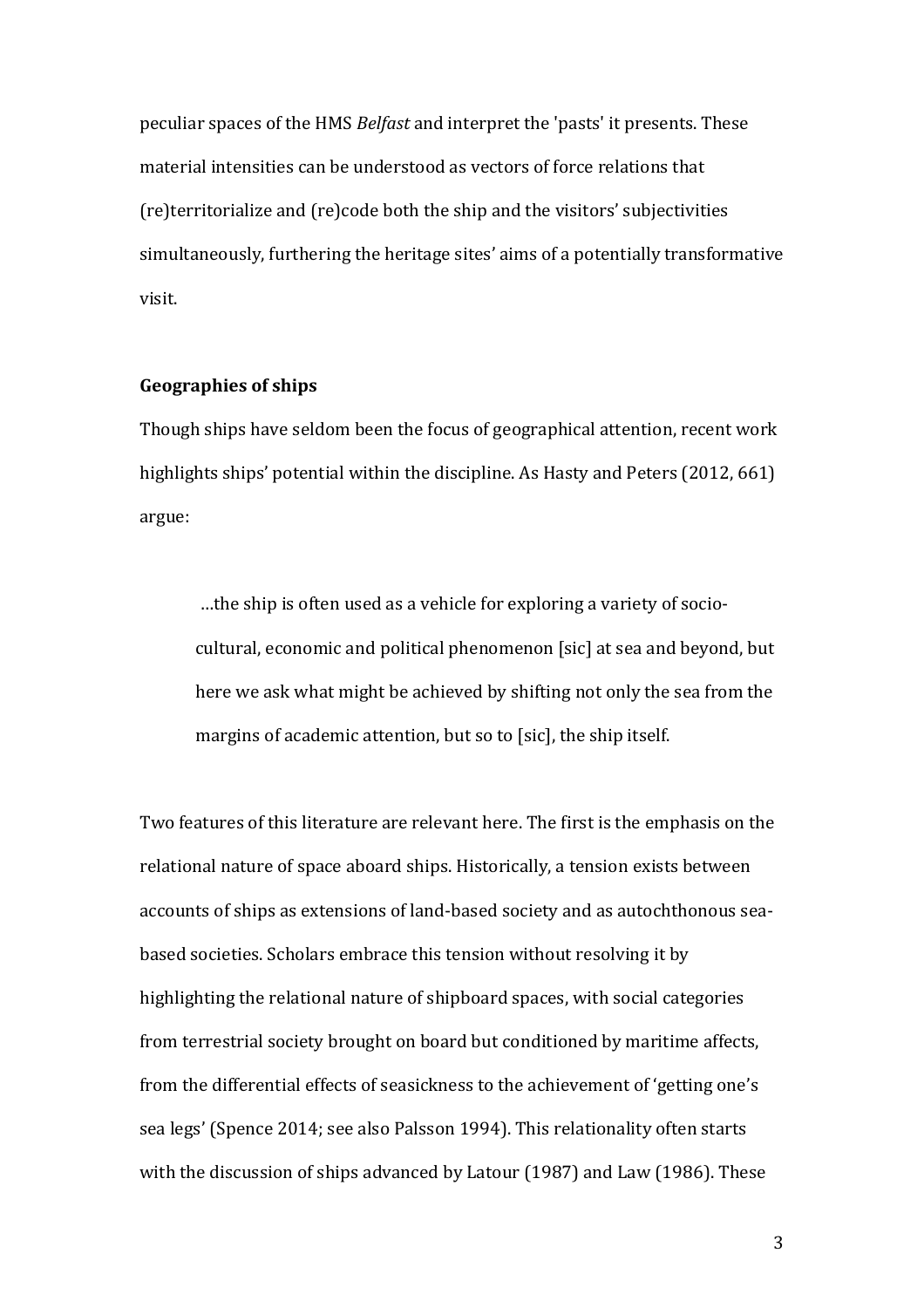peculiar spaces of the HMS *Belfast* and interpret the 'pasts' it presents. These material intensities can be understood as vectors of force relations that (re)territorialize and (re)code both the ship and the visitors' subjectivities simultaneously, furthering the heritage sites' aims of a potentially transformative visit.

**Geographies of ships**

Though ships have seldom been the focus of geographical attention, recent work highlights ships' potential within the discipline. As Hasty and Peters (2012, 661) argue:

> …the ship is often used as a vehicle for exploring a variety of socio-cultural, economic and political phenomenon [sic] at sea and beyond, but here we ask what might be achieved by shifting not only the sea from the margins of academic attention, but so to [sic], the ship itself.

Two features of this literature are relevant here. The first is the emphasis on the relational nature of space aboard ships. Historically, a tension exists between accounts of ships as extensions of land-based society and as autochthonous sea-based societies. Scholars embrace this tension without resolving it by highlighting the relational nature of shipboard spaces, with social categories from terrestrial society brought on board but conditioned by maritime affects, from the differential effects of seasickness to the achievement of 'getting one's sea legs' (Spence 2014; see also Palsson 1994). This relationality often starts with the discussion of ships advanced by Latour (1987) and Law (1986). These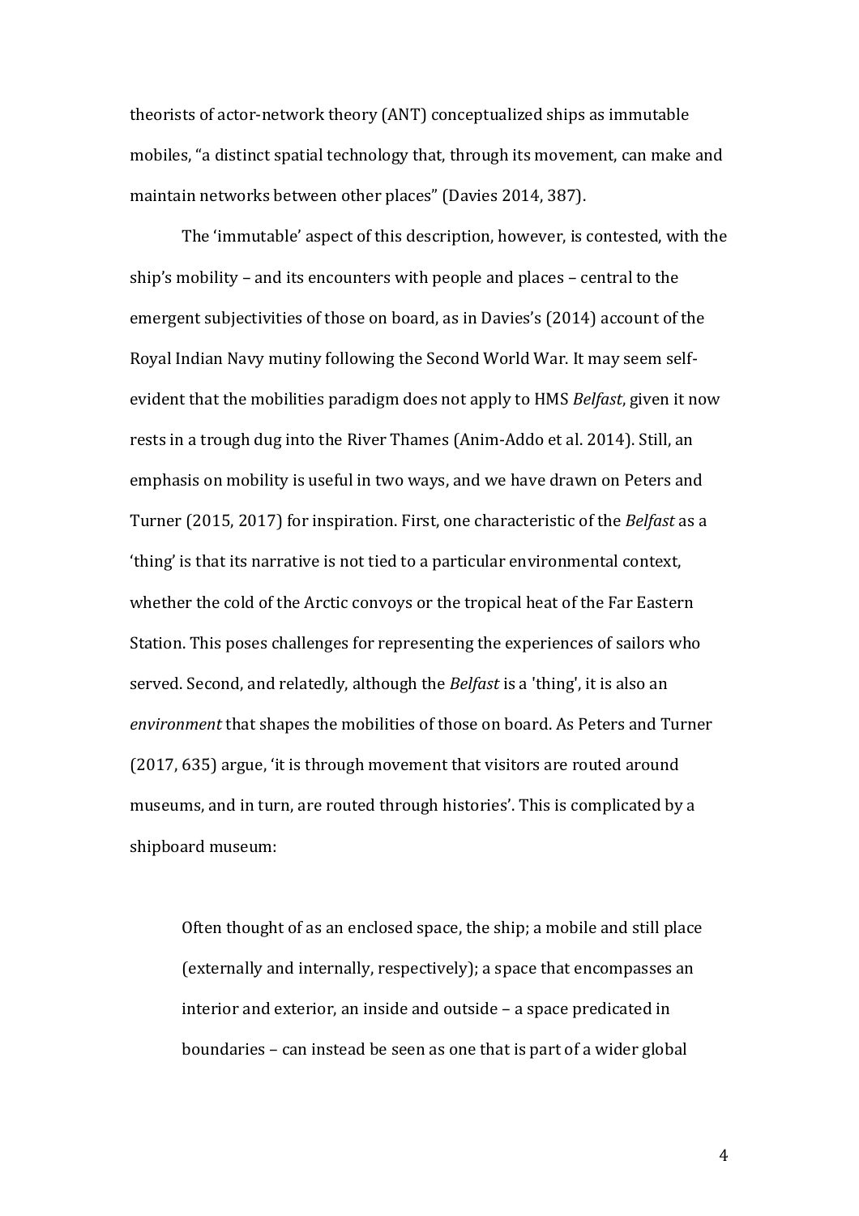theorists of actor-network theory (ANT) conceptualized ships as immutable mobiles, "a distinct spatial technology that, through its movement, can make and maintain networks between other places" (Davies 2014, 387).

The 'immutable' aspect of this description, however, is contested, with the ship's mobility – and its encounters with people and places – central to the emergent subjectivities of those on board, as in Davies's (2014) account of the Royal Indian Navy mutiny following the Second World War. It may seem self-evident that the mobilities paradigm does not apply to HMS *Belfast*, given it now rests in a trough dug into the River Thames (Anim-Addo et al. 2014). Still, an emphasis on mobility is useful in two ways, and we have drawn on Peters and Turner (2015, 2017) for inspiration. First, one characteristic of the *Belfast* as a 'thing' is that its narrative is not tied to a particular environmental context, whether the cold of the Arctic convoys or the tropical heat of the Far Eastern Station. This poses challenges for representing the experiences of sailors who served. Second, and relatedly, although the *Belfast* is a 'thing', it is also an *environment* that shapes the mobilities of those on board. As Peters and Turner (2017, 635) argue, 'it is through movement that visitors are routed around museums, and in turn, are routed through histories'. This is complicated by a shipboard museum:

> Often thought of as an enclosed space, the ship; a mobile and still place (externally and internally, respectively); a space that encompasses an interior and exterior, an inside and outside – a space predicated in boundaries – can instead be seen as one that is part of a wider global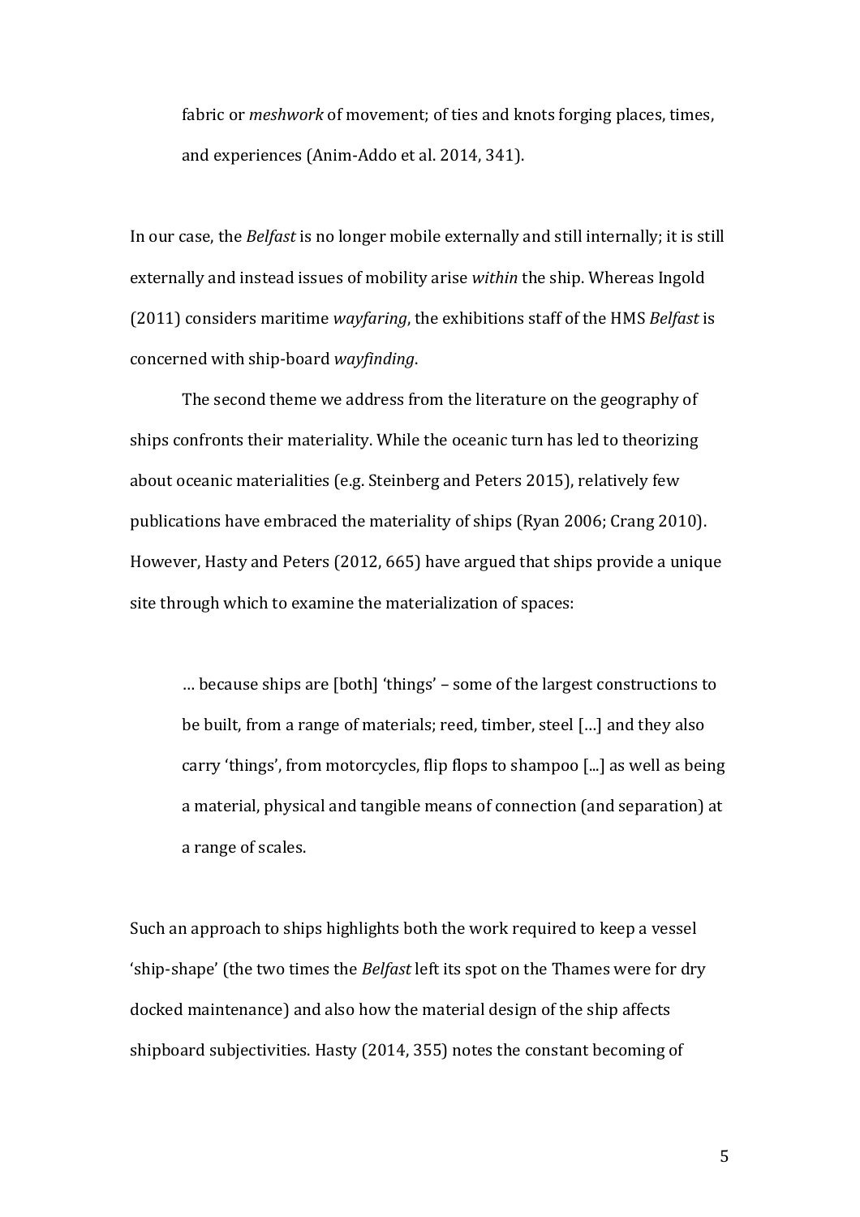> fabric or *meshwork* of movement; of ties and knots forging places, times, and experiences (Anim-Addo et al. 2014, 341).

In our case, the *Belfast* is no longer mobile externally and still internally; it is still externally and instead issues of mobility arise *within* the ship. Whereas Ingold (2011) considers maritime *wayfaring*, the exhibitions staff of the HMS *Belfast* is concerned with ship-board *wayfinding*.

The second theme we address from the literature on the geography of ships confronts their materiality. While the oceanic turn has led to theorizing about oceanic materialities (e.g. Steinberg and Peters 2015), relatively few publications have embraced the materiality of ships (Ryan 2006; Crang 2010). However, Hasty and Peters (2012, 665) have argued that ships provide a unique site through which to examine the materialization of spaces:

> … because ships are [both] 'things' – some of the largest constructions to be built, from a range of materials; reed, timber, steel […] and they also carry 'things', from motorcycles, flip flops to shampoo [...] as well as being a material, physical and tangible means of connection (and separation) at a range of scales.

Such an approach to ships highlights both the work required to keep a vessel 'ship-shape' (the two times the *Belfast* left its spot on the Thames were for dry docked maintenance) and also how the material design of the ship affects shipboard subjectivities. Hasty (2014, 355) notes the constant becoming of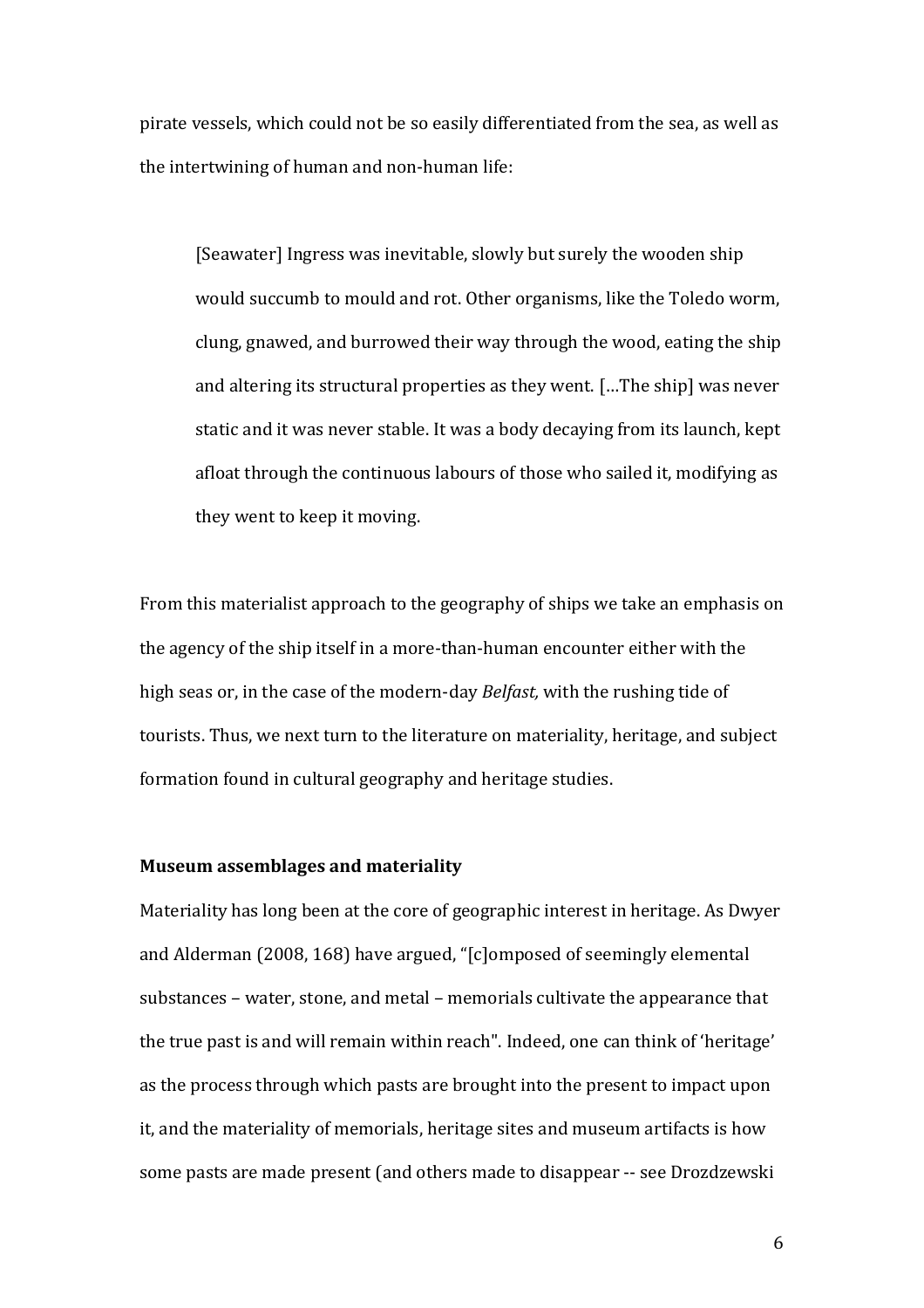pirate vessels, which could not be so easily differentiated from the sea, as well as the intertwining of human and non-human life:

> [Seawater] Ingress was inevitable, slowly but surely the wooden ship would succumb to mould and rot. Other organisms, like the Toledo worm, clung, gnawed, and burrowed their way through the wood, eating the ship and altering its structural properties as they went. […The ship] was never static and it was never stable. It was a body decaying from its launch, kept afloat through the continuous labours of those who sailed it, modifying as they went to keep it moving.

From this materialist approach to the geography of ships we take an emphasis on the agency of the ship itself in a more-than-human encounter either with the high seas or, in the case of the modern-day *Belfast,* with the rushing tide of tourists. Thus, we next turn to the literature on materiality, heritage, and subject formation found in cultural geography and heritage studies.

**Museum assemblages and materiality**

Materiality has long been at the core of geographic interest in heritage. As Dwyer and Alderman (2008, 168) have argued, "[c]omposed of seemingly elemental substances – water, stone, and metal – memorials cultivate the appearance that the true past is and will remain within reach". Indeed, one can think of 'heritage' as the process through which pasts are brought into the present to impact upon it, and the materiality of memorials, heritage sites and museum artifacts is how some pasts are made present (and others made to disappear -- see Drozdzewski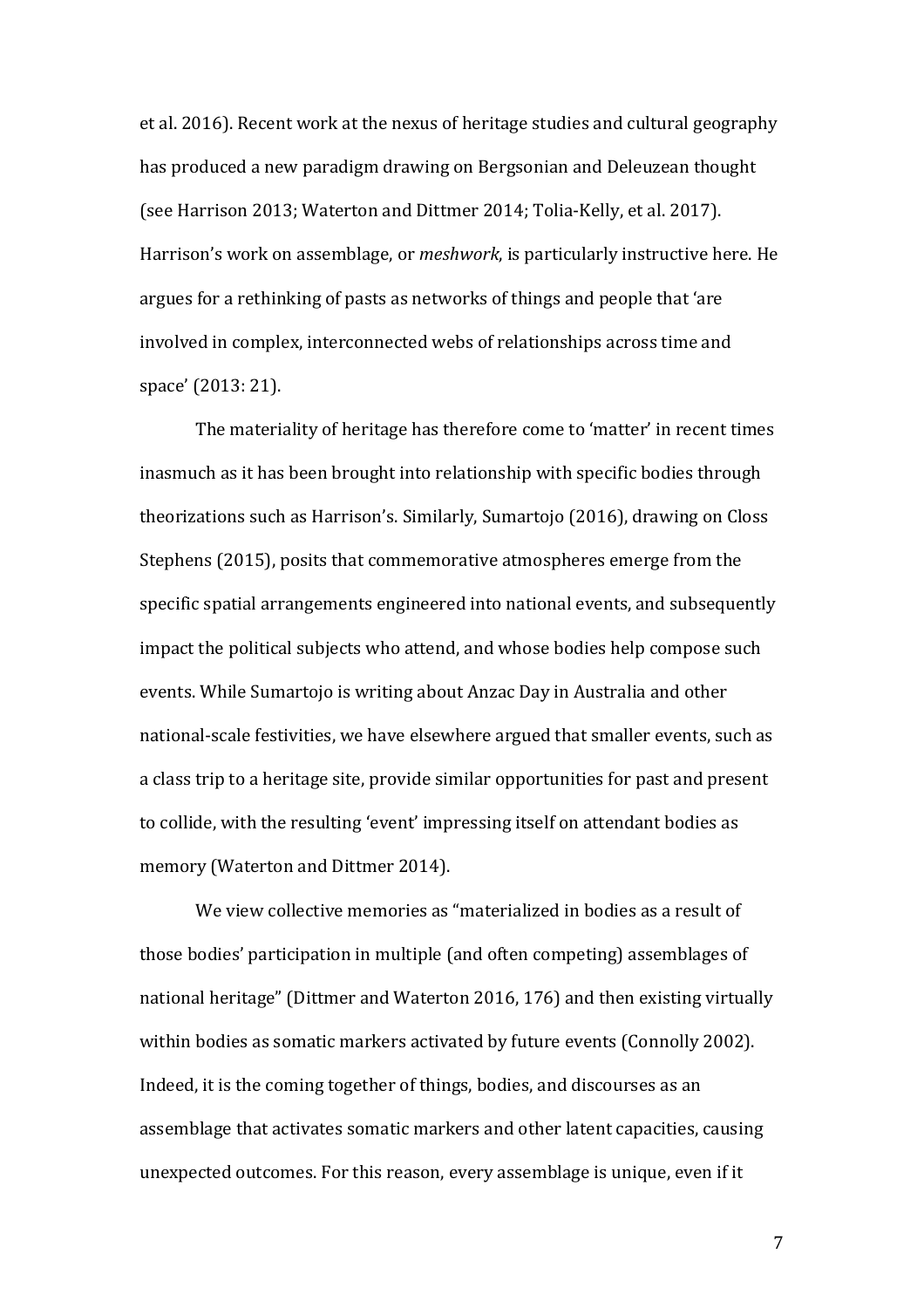et al. 2016). Recent work at the nexus of heritage studies and cultural geography has produced a new paradigm drawing on Bergsonian and Deleuzean thought (see Harrison 2013; Waterton and Dittmer 2014; Tolia-Kelly, et al. 2017). Harrison's work on assemblage, or *meshwork*, is particularly instructive here. He argues for a rethinking of pasts as networks of things and people that 'are involved in complex, interconnected webs of relationships across time and space' (2013: 21).

The materiality of heritage has therefore come to 'matter' in recent times inasmuch as it has been brought into relationship with specific bodies through theorizations such as Harrison's. Similarly, Sumartojo (2016), drawing on Closs Stephens (2015), posits that commemorative atmospheres emerge from the specific spatial arrangements engineered into national events, and subsequently impact the political subjects who attend, and whose bodies help compose such events. While Sumartojo is writing about Anzac Day in Australia and other national-scale festivities, we have elsewhere argued that smaller events, such as a class trip to a heritage site, provide similar opportunities for past and present to collide, with the resulting 'event' impressing itself on attendant bodies as memory (Waterton and Dittmer 2014).

We view collective memories as "materialized in bodies as a result of those bodies' participation in multiple (and often competing) assemblages of national heritage" (Dittmer and Waterton 2016, 176) and then existing virtually within bodies as somatic markers activated by future events (Connolly 2002). Indeed, it is the coming together of things, bodies, and discourses as an assemblage that activates somatic markers and other latent capacities, causing unexpected outcomes. For this reason, every assemblage is unique, even if it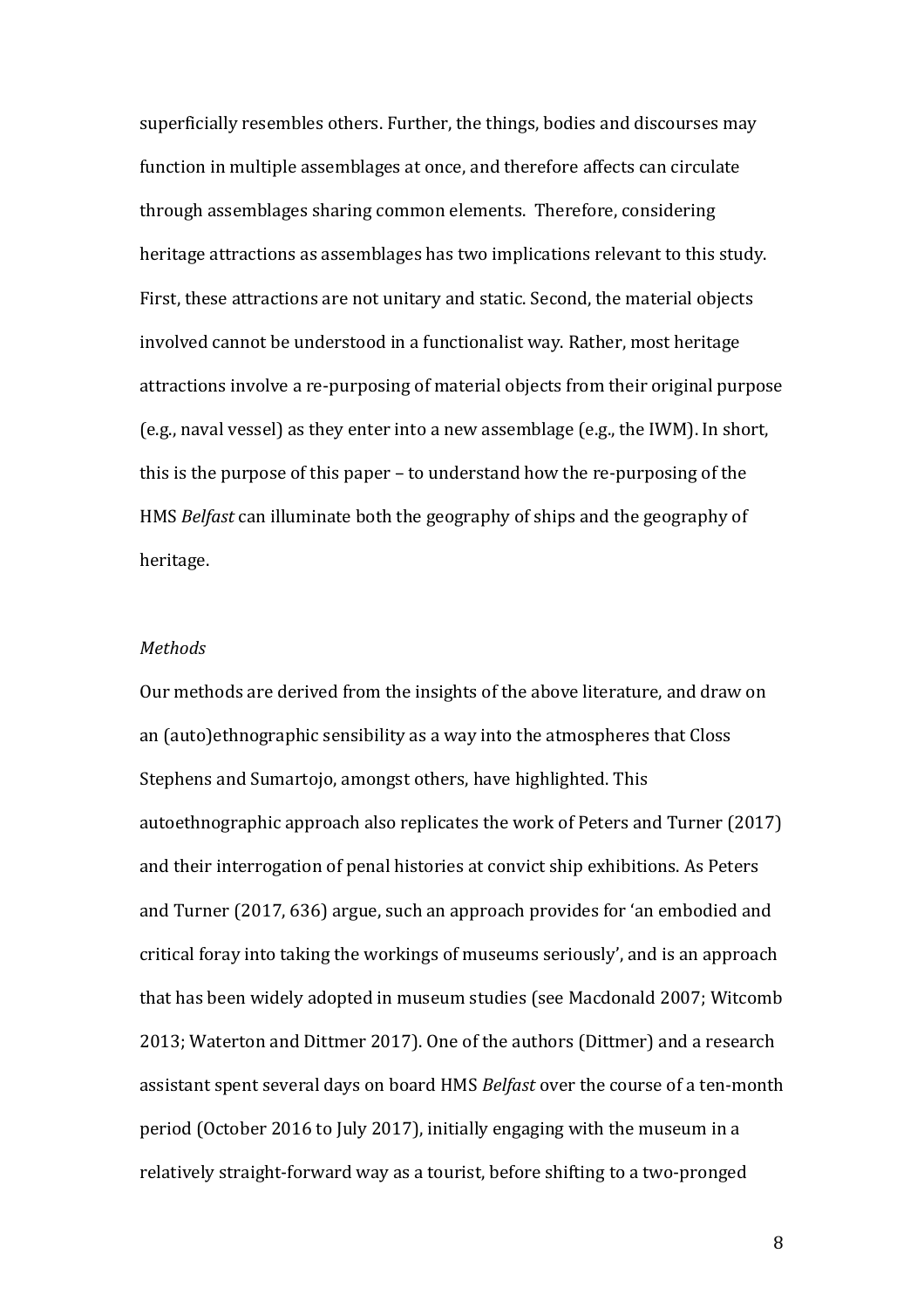superficially resembles others. Further, the things, bodies and discourses may function in multiple assemblages at once, and therefore affects can circulate through assemblages sharing common elements. Therefore, considering heritage attractions as assemblages has two implications relevant to this study. First, these attractions are not unitary and static. Second, the material objects involved cannot be understood in a functionalist way. Rather, most heritage attractions involve a re-purposing of material objects from their original purpose (e.g., naval vessel) as they enter into a new assemblage (e.g., the IWM). In short, this is the purpose of this paper – to understand how the re-purposing of the HMS *Belfast* can illuminate both the geography of ships and the geography of heritage.

*Methods*

Our methods are derived from the insights of the above literature, and draw on an (auto)ethnographic sensibility as a way into the atmospheres that Closs Stephens and Sumartojo, amongst others, have highlighted. This autoethnographic approach also replicates the work of Peters and Turner (2017) and their interrogation of penal histories at convict ship exhibitions. As Peters and Turner (2017, 636) argue, such an approach provides for 'an embodied and critical foray into taking the workings of museums seriously', and is an approach that has been widely adopted in museum studies (see Macdonald 2007; Witcomb 2013; Waterton and Dittmer 2017). One of the authors (Dittmer) and a research assistant spent several days on board HMS *Belfast* over the course of a ten-month period (October 2016 to July 2017), initially engaging with the museum in a relatively straight-forward way as a tourist, before shifting to a two-pronged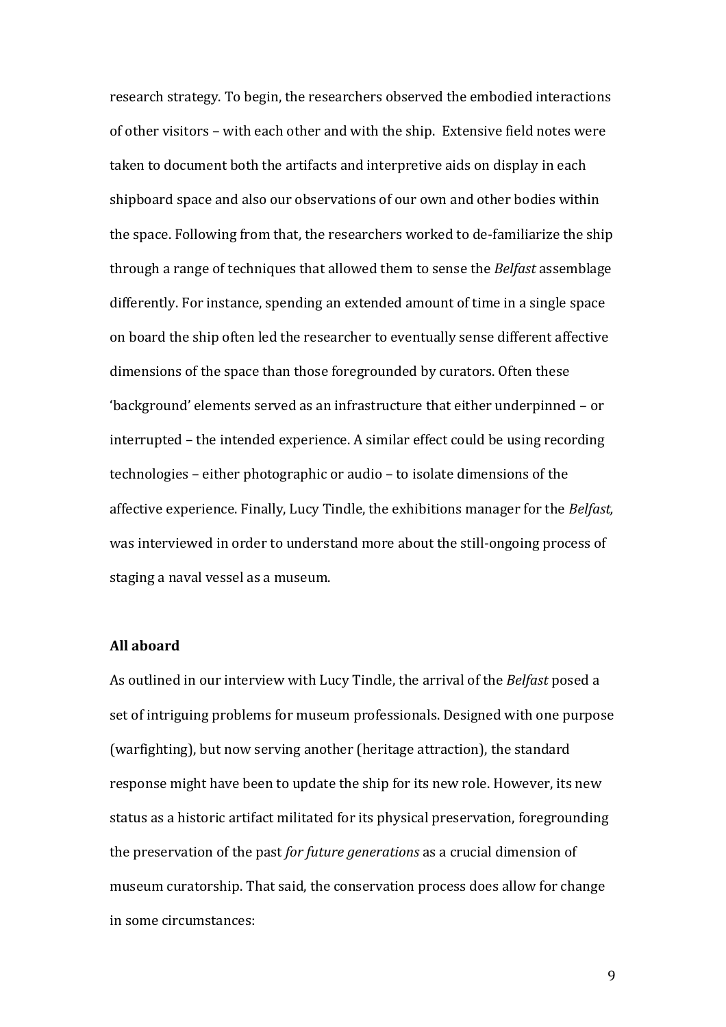research strategy. To begin, the researchers observed the embodied interactions of other visitors – with each other and with the ship. Extensive field notes were taken to document both the artifacts and interpretive aids on display in each shipboard space and also our observations of our own and other bodies within the space. Following from that, the researchers worked to de-familiarize the ship through a range of techniques that allowed them to sense the *Belfast* assemblage differently. For instance, spending an extended amount of time in a single space on board the ship often led the researcher to eventually sense different affective dimensions of the space than those foregrounded by curators. Often these 'background' elements served as an infrastructure that either underpinned – or interrupted – the intended experience. A similar effect could be using recording technologies – either photographic or audio – to isolate dimensions of the affective experience. Finally, Lucy Tindle, the exhibitions manager for the *Belfast,* was interviewed in order to understand more about the still-ongoing process of staging a naval vessel as a museum.

**All aboard**

As outlined in our interview with Lucy Tindle, the arrival of the *Belfast* posed a set of intriguing problems for museum professionals. Designed with one purpose (warfighting), but now serving another (heritage attraction), the standard response might have been to update the ship for its new role. However, its new status as a historic artifact militated for its physical preservation, foregrounding the preservation of the past *for future generations* as a crucial dimension of museum curatorship. That said, the conservation process does allow for change in some circumstances: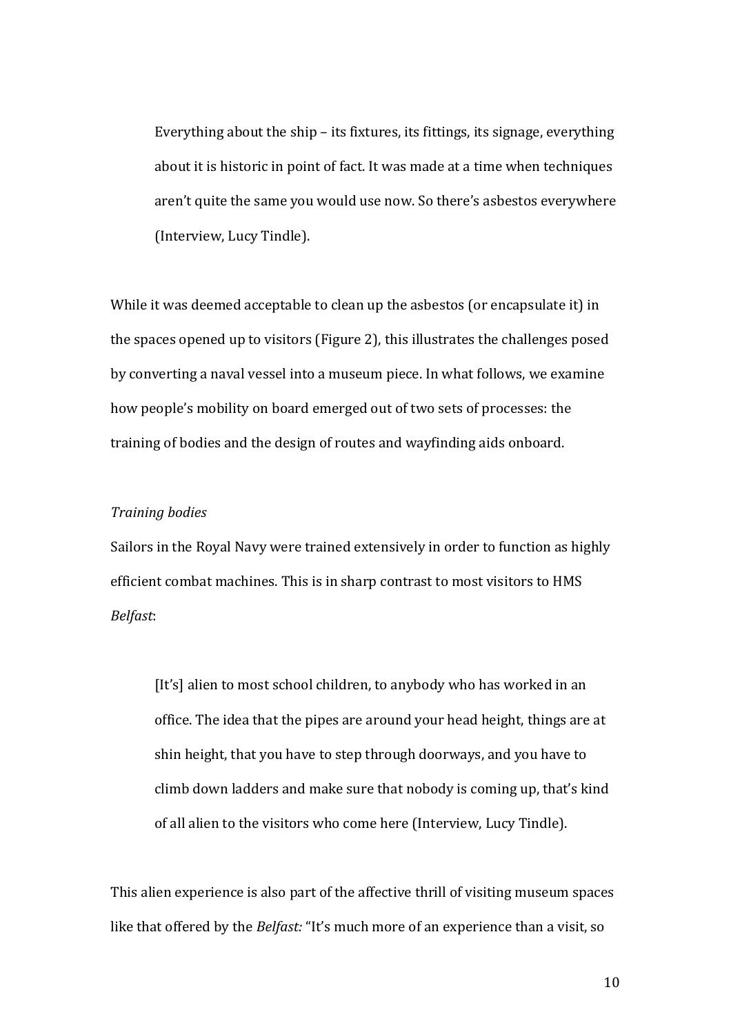> Everything about the ship – its fixtures, its fittings, its signage, everything about it is historic in point of fact. It was made at a time when techniques aren't quite the same you would use now. So there's asbestos everywhere (Interview, Lucy Tindle).

While it was deemed acceptable to clean up the asbestos (or encapsulate it) in the spaces opened up to visitors (Figure 2), this illustrates the challenges posed by converting a naval vessel into a museum piece. In what follows, we examine how people's mobility on board emerged out of two sets of processes: the training of bodies and the design of routes and wayfinding aids onboard.

*Training bodies*

Sailors in the Royal Navy were trained extensively in order to function as highly efficient combat machines. This is in sharp contrast to most visitors to HMS *Belfast*:

> [It's] alien to most school children, to anybody who has worked in an office. The idea that the pipes are around your head height, things are at shin height, that you have to step through doorways, and you have to climb down ladders and make sure that nobody is coming up, that's kind of all alien to the visitors who come here (Interview, Lucy Tindle).

This alien experience is also part of the affective thrill of visiting museum spaces like that offered by the *Belfast:* "It's much more of an experience than a visit, so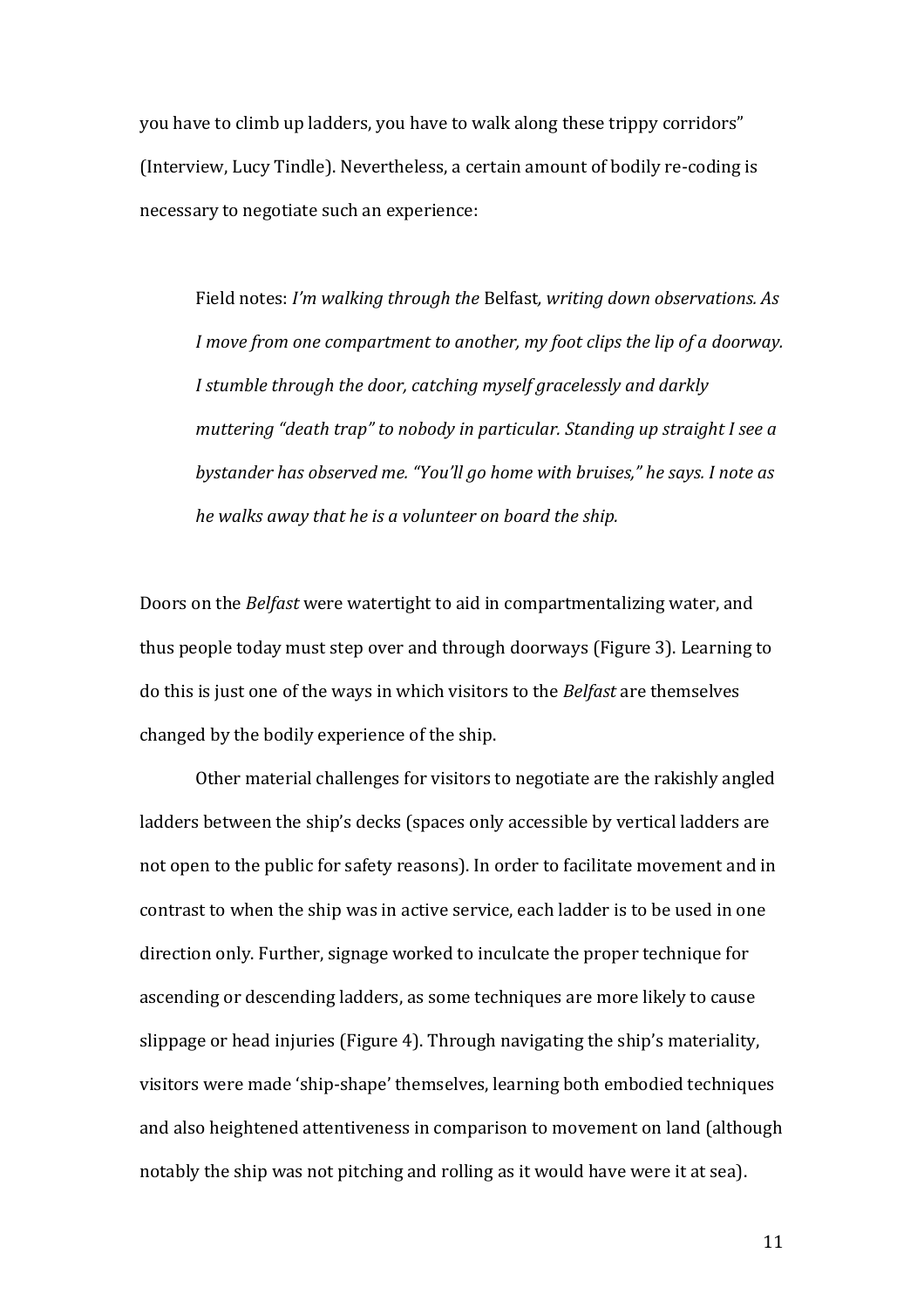you have to climb up ladders, you have to walk along these trippy corridors" (Interview, Lucy Tindle). Nevertheless, a certain amount of bodily re-coding is necessary to negotiate such an experience:

> Field notes: *I'm walking through the* Belfast*, writing down observations. As I move from one compartment to another, my foot clips the lip of a doorway. I stumble through the door, catching myself gracelessly and darkly muttering "death trap" to nobody in particular. Standing up straight I see a bystander has observed me. "You'll go home with bruises," he says. I note as he walks away that he is a volunteer on board the ship.*

Doors on the *Belfast* were watertight to aid in compartmentalizing water, and thus people today must step over and through doorways (Figure 3). Learning to do this is just one of the ways in which visitors to the *Belfast* are themselves changed by the bodily experience of the ship.

Other material challenges for visitors to negotiate are the rakishly angled ladders between the ship's decks (spaces only accessible by vertical ladders are not open to the public for safety reasons). In order to facilitate movement and in contrast to when the ship was in active service, each ladder is to be used in one direction only. Further, signage worked to inculcate the proper technique for ascending or descending ladders, as some techniques are more likely to cause slippage or head injuries (Figure 4). Through navigating the ship's materiality, visitors were made 'ship-shape' themselves, learning both embodied techniques and also heightened attentiveness in comparison to movement on land (although notably the ship was not pitching and rolling as it would have were it at sea).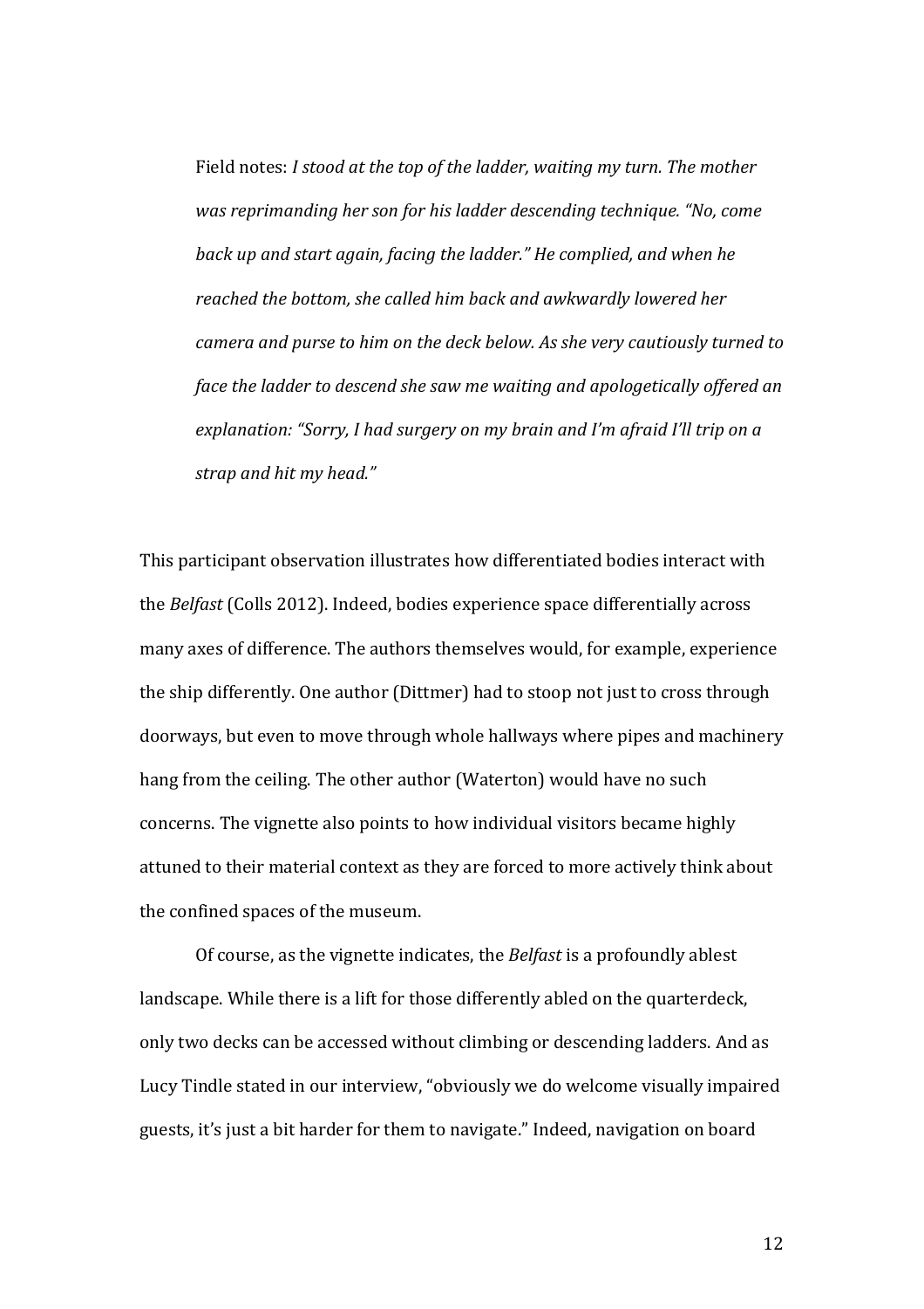> Field notes: *I stood at the top of the ladder, waiting my turn. The mother was reprimanding her son for his ladder descending technique. "No, come back up and start again, facing the ladder." He complied, and when he reached the bottom, she called him back and awkwardly lowered her camera and purse to him on the deck below. As she very cautiously turned to face the ladder to descend she saw me waiting and apologetically offered an explanation: "Sorry, I had surgery on my brain and I'm afraid I'll trip on a strap and hit my head."*

This participant observation illustrates how differentiated bodies interact with the *Belfast* (Colls 2012). Indeed, bodies experience space differentially across many axes of difference. The authors themselves would, for example, experience the ship differently. One author (Dittmer) had to stoop not just to cross through doorways, but even to move through whole hallways where pipes and machinery hang from the ceiling. The other author (Waterton) would have no such concerns. The vignette also points to how individual visitors became highly attuned to their material context as they are forced to more actively think about the confined spaces of the museum.

Of course, as the vignette indicates, the *Belfast* is a profoundly ablest landscape. While there is a lift for those differently abled on the quarterdeck, only two decks can be accessed without climbing or descending ladders. And as Lucy Tindle stated in our interview, "obviously we do welcome visually impaired guests, it's just a bit harder for them to navigate." Indeed, navigation on board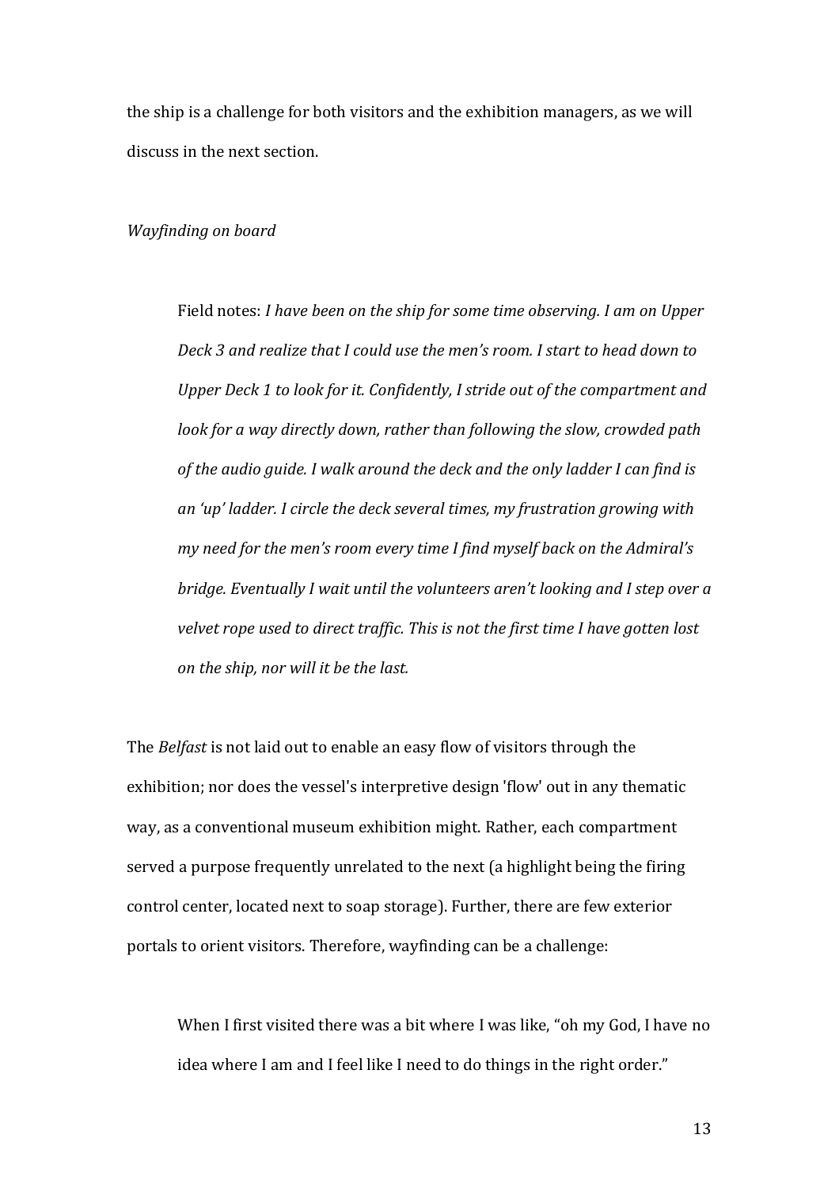the ship is a challenge for both visitors and the exhibition managers, as we will discuss in the next section.

*Wayfinding on board*

> Field notes: *I have been on the ship for some time observing. I am on Upper Deck 3 and realize that I could use the men's room. I start to head down to Upper Deck 1 to look for it. Confidently, I stride out of the compartment and look for a way directly down, rather than following the slow, crowded path of the audio guide. I walk around the deck and the only ladder I can find is an 'up' ladder. I circle the deck several times, my frustration growing with my need for the men's room every time I find myself back on the Admiral's bridge. Eventually I wait until the volunteers aren't looking and I step over a velvet rope used to direct traffic. This is not the first time I have gotten lost on the ship, nor will it be the last.*

The *Belfast* is not laid out to enable an easy flow of visitors through the exhibition; nor does the vessel's interpretive design 'flow' out in any thematic way, as a conventional museum exhibition might. Rather, each compartment served a purpose frequently unrelated to the next (a highlight being the firing control center, located next to soap storage). Further, there are few exterior portals to orient visitors. Therefore, wayfinding can be a challenge:

> When I first visited there was a bit where I was like, "oh my God, I have no idea where I am and I feel like I need to do things in the right order."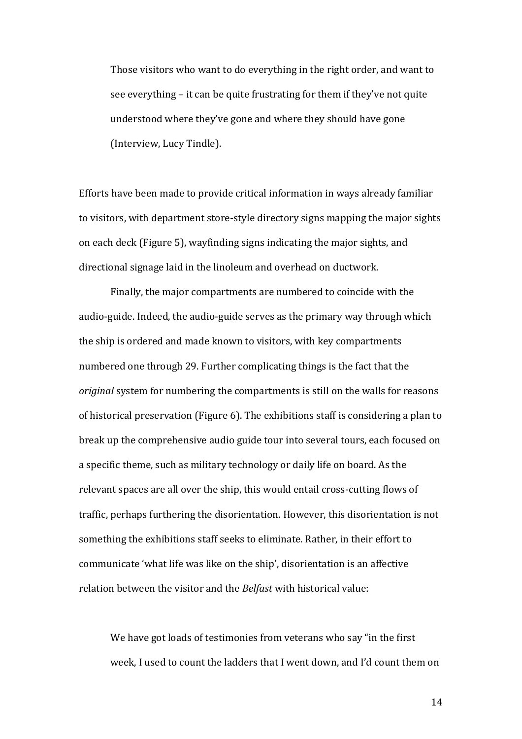> Those visitors who want to do everything in the right order, and want to see everything – it can be quite frustrating for them if they've not quite understood where they've gone and where they should have gone (Interview, Lucy Tindle).

Efforts have been made to provide critical information in ways already familiar to visitors, with department store-style directory signs mapping the major sights on each deck (Figure 5), wayfinding signs indicating the major sights, and directional signage laid in the linoleum and overhead on ductwork.

Finally, the major compartments are numbered to coincide with the audio-guide. Indeed, the audio-guide serves as the primary way through which the ship is ordered and made known to visitors, with key compartments numbered one through 29. Further complicating things is the fact that the *original* system for numbering the compartments is still on the walls for reasons of historical preservation (Figure 6). The exhibitions staff is considering a plan to break up the comprehensive audio guide tour into several tours, each focused on a specific theme, such as military technology or daily life on board. As the relevant spaces are all over the ship, this would entail cross-cutting flows of traffic, perhaps furthering the disorientation. However, this disorientation is not something the exhibitions staff seeks to eliminate. Rather, in their effort to communicate 'what life was like on the ship', disorientation is an affective relation between the visitor and the *Belfast* with historical value:

> We have got loads of testimonies from veterans who say "in the first week, I used to count the ladders that I went down, and I'd count them on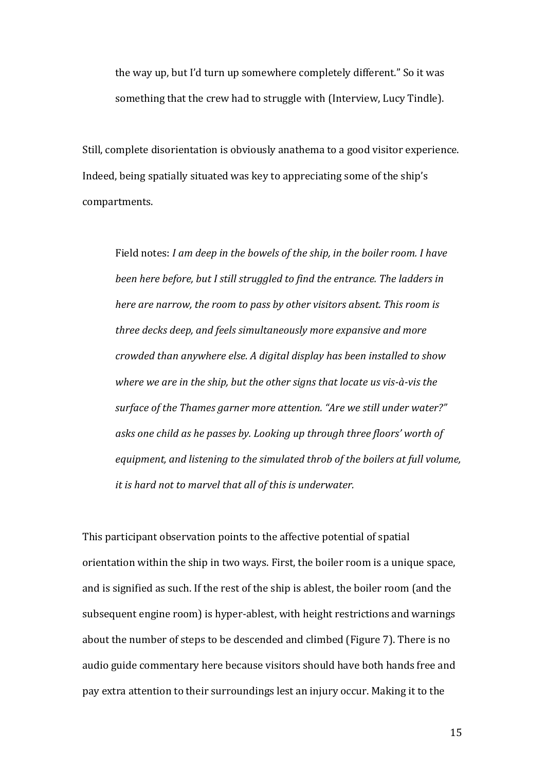> the way up, but I'd turn up somewhere completely different." So it was something that the crew had to struggle with (Interview, Lucy Tindle).

Still, complete disorientation is obviously anathema to a good visitor experience. Indeed, being spatially situated was key to appreciating some of the ship's compartments.

> Field notes: *I am deep in the bowels of the ship, in the boiler room. I have been here before, but I still struggled to find the entrance. The ladders in here are narrow, the room to pass by other visitors absent. This room is three decks deep, and feels simultaneously more expansive and more crowded than anywhere else. A digital display has been installed to show where we are in the ship, but the other signs that locate us vis-à-vis the surface of the Thames garner more attention. "Are we still under water?" asks one child as he passes by. Looking up through three floors' worth of equipment, and listening to the simulated throb of the boilers at full volume, it is hard not to marvel that all of this is underwater.*

This participant observation points to the affective potential of spatial orientation within the ship in two ways. First, the boiler room is a unique space, and is signified as such. If the rest of the ship is ablest, the boiler room (and the subsequent engine room) is hyper-ablest, with height restrictions and warnings about the number of steps to be descended and climbed (Figure 7). There is no audio guide commentary here because visitors should have both hands free and pay extra attention to their surroundings lest an injury occur. Making it to the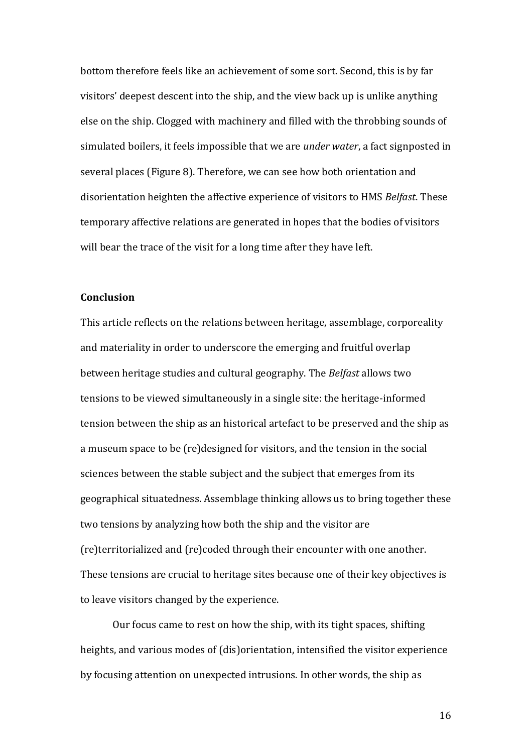bottom therefore feels like an achievement of some sort. Second, this is by far visitors' deepest descent into the ship, and the view back up is unlike anything else on the ship. Clogged with machinery and filled with the throbbing sounds of simulated boilers, it feels impossible that we are *under water*, a fact signposted in several places (Figure 8). Therefore, we can see how both orientation and disorientation heighten the affective experience of visitors to HMS *Belfast*. These temporary affective relations are generated in hopes that the bodies of visitors will bear the trace of the visit for a long time after they have left.

## Conclusion

This article reflects on the relations between heritage, assemblage, corporeality and materiality in order to underscore the emerging and fruitful overlap between heritage studies and cultural geography. The *Belfast* allows two tensions to be viewed simultaneously in a single site: the heritage-informed tension between the ship as an historical artefact to be preserved and the ship as a museum space to be (re)designed for visitors, and the tension in the social sciences between the stable subject and the subject that emerges from its geographical situatedness. Assemblage thinking allows us to bring together these two tensions by analyzing how both the ship and the visitor are (re)territorialized and (re)coded through their encounter with one another. These tensions are crucial to heritage sites because one of their key objectives is to leave visitors changed by the experience.

Our focus came to rest on how the ship, with its tight spaces, shifting heights, and various modes of (dis)orientation, intensified the visitor experience by focusing attention on unexpected intrusions. In other words, the ship as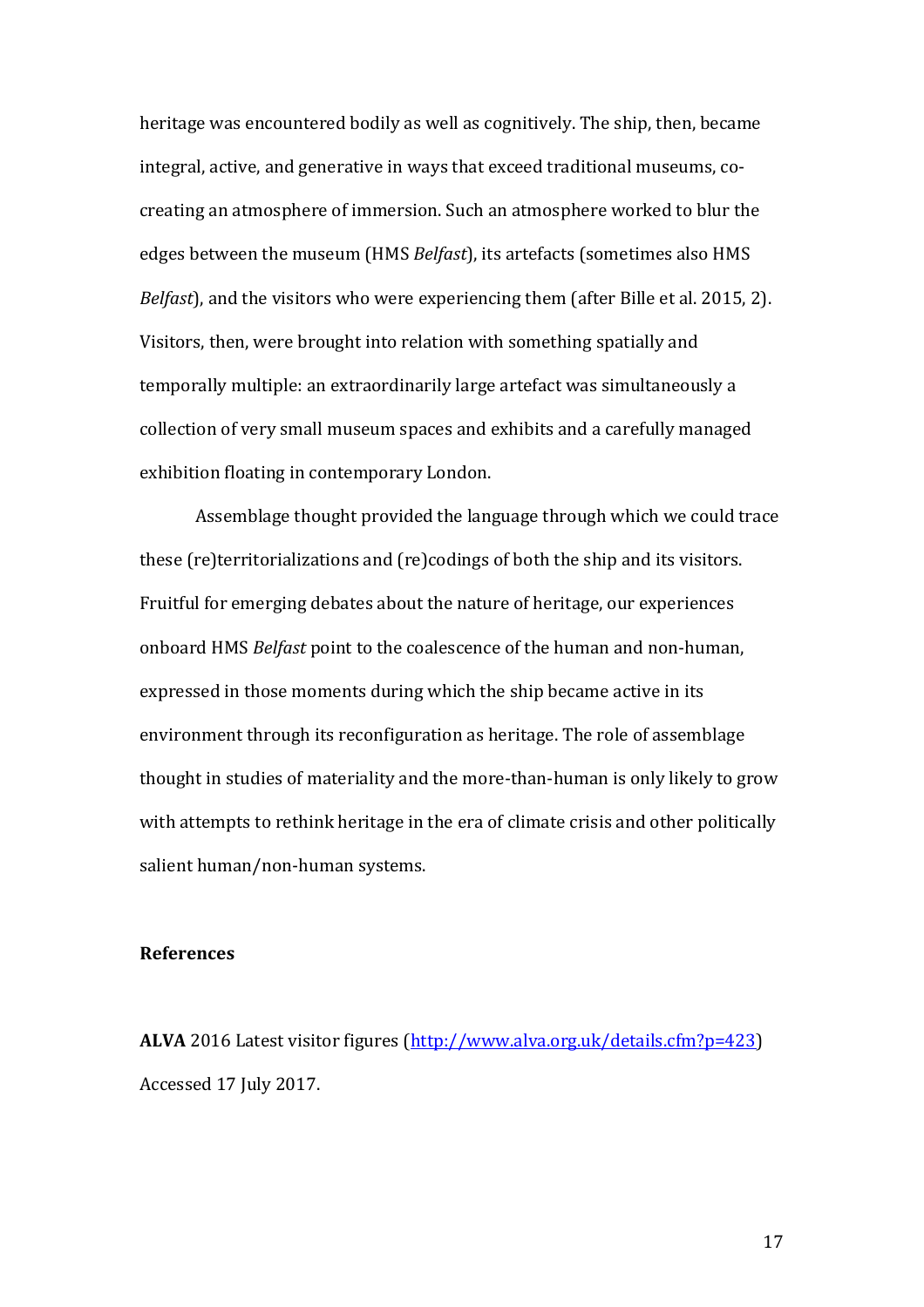heritage was encountered bodily as well as cognitively. The ship, then, became integral, active, and generative in ways that exceed traditional museums, co-creating an atmosphere of immersion. Such an atmosphere worked to blur the edges between the museum (HMS *Belfast*), its artefacts (sometimes also HMS *Belfast*), and the visitors who were experiencing them (after Bille et al. 2015, 2). Visitors, then, were brought into relation with something spatially and temporally multiple: an extraordinarily large artefact was simultaneously a collection of very small museum spaces and exhibits and a carefully managed exhibition floating in contemporary London.

Assemblage thought provided the language through which we could trace these (re)territorializations and (re)codings of both the ship and its visitors. Fruitful for emerging debates about the nature of heritage, our experiences onboard HMS *Belfast* point to the coalescence of the human and non-human, expressed in those moments during which the ship became active in its environment through its reconfiguration as heritage. The role of assemblage thought in studies of materiality and the more-than-human is only likely to grow with attempts to rethink heritage in the era of climate crisis and other politically salient human/non-human systems.

## References

**ALVA** 2016 Latest visitor figures (http://www.alva.org.uk/details.cfm?p=423) Accessed 17 July 2017.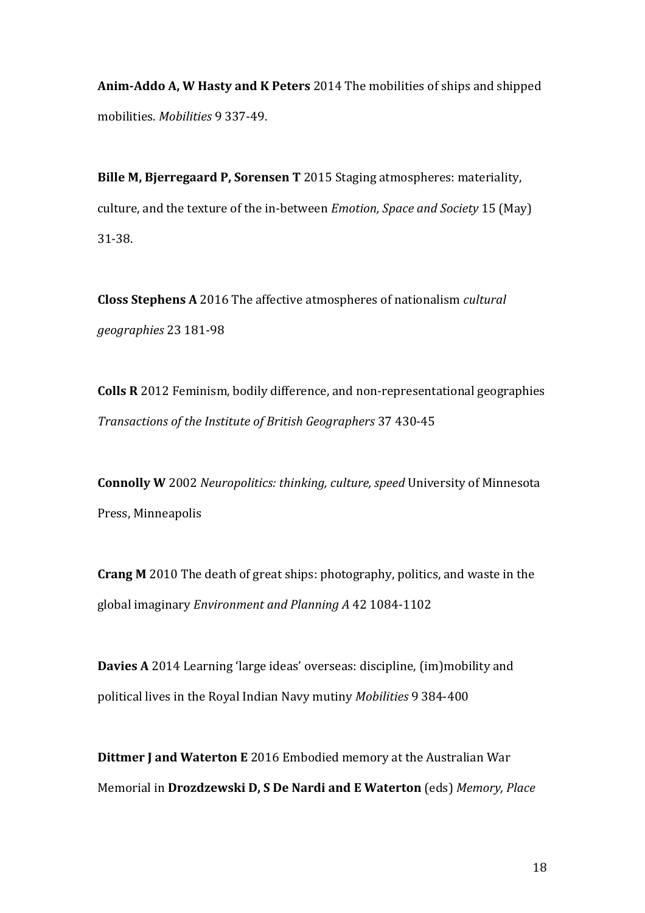**Anim-Addo A, W Hasty and K Peters** 2014 The mobilities of ships and shipped mobilities. *Mobilities* 9 337-49.

**Bille M, Bjerregaard P, Sorensen T** 2015 Staging atmospheres: materiality, culture, and the texture of the in-between *Emotion, Space and Society* 15 (May) 31-38.

**Closs Stephens A** 2016 The affective atmospheres of nationalism *cultural geographies* 23 181-98

**Colls R** 2012 Feminism, bodily difference, and non-representational geographies *Transactions of the Institute of British Geographers* 37 430-45

**Connolly W** 2002 *Neuropolitics: thinking, culture, speed* University of Minnesota Press, Minneapolis

**Crang M** 2010 The death of great ships: photography, politics, and waste in the global imaginary *Environment and Planning A* 42 1084-1102

**Davies A** 2014 Learning 'large ideas' overseas: discipline, (im)mobility and political lives in the Royal Indian Navy mutiny *Mobilities* 9 384-400

**Dittmer J and Waterton E** 2016 Embodied memory at the Australian War Memorial in **Drozdzewski D, S De Nardi and E Waterton** (eds) *Memory, Place*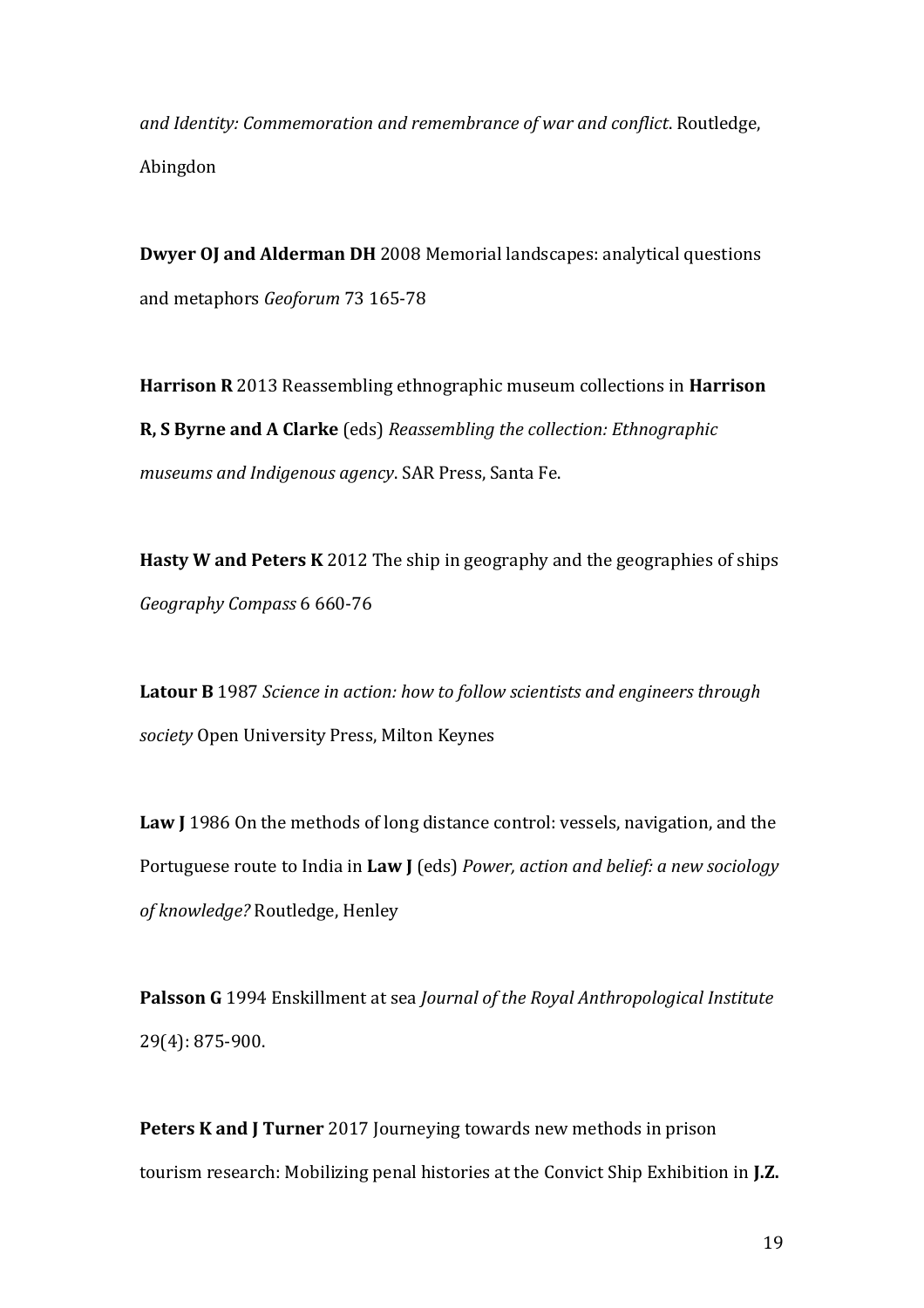*and Identity: Commemoration and remembrance of war and conflict*. Routledge, Abingdon

**Dwyer OJ and Alderman DH** 2008 Memorial landscapes: analytical questions and metaphors *Geoforum* 73 165-78

**Harrison R** 2013 Reassembling ethnographic museum collections in **Harrison R, S Byrne and A Clarke** (eds) *Reassembling the collection: Ethnographic museums and Indigenous agency*. SAR Press, Santa Fe.

**Hasty W and Peters K** 2012 The ship in geography and the geographies of ships *Geography Compass* 6 660-76

**Latour B** 1987 *Science in action: how to follow scientists and engineers through society* Open University Press, Milton Keynes

**Law J** 1986 On the methods of long distance control: vessels, navigation, and the Portuguese route to India in **Law J** (eds) *Power, action and belief: a new sociology of knowledge?* Routledge, Henley

**Palsson G** 1994 Enskillment at sea *Journal of the Royal Anthropological Institute* 29(4): 875-900.

**Peters K and J Turner** 2017 Journeying towards new methods in prison tourism research: Mobilizing penal histories at the Convict Ship Exhibition in **J.Z.**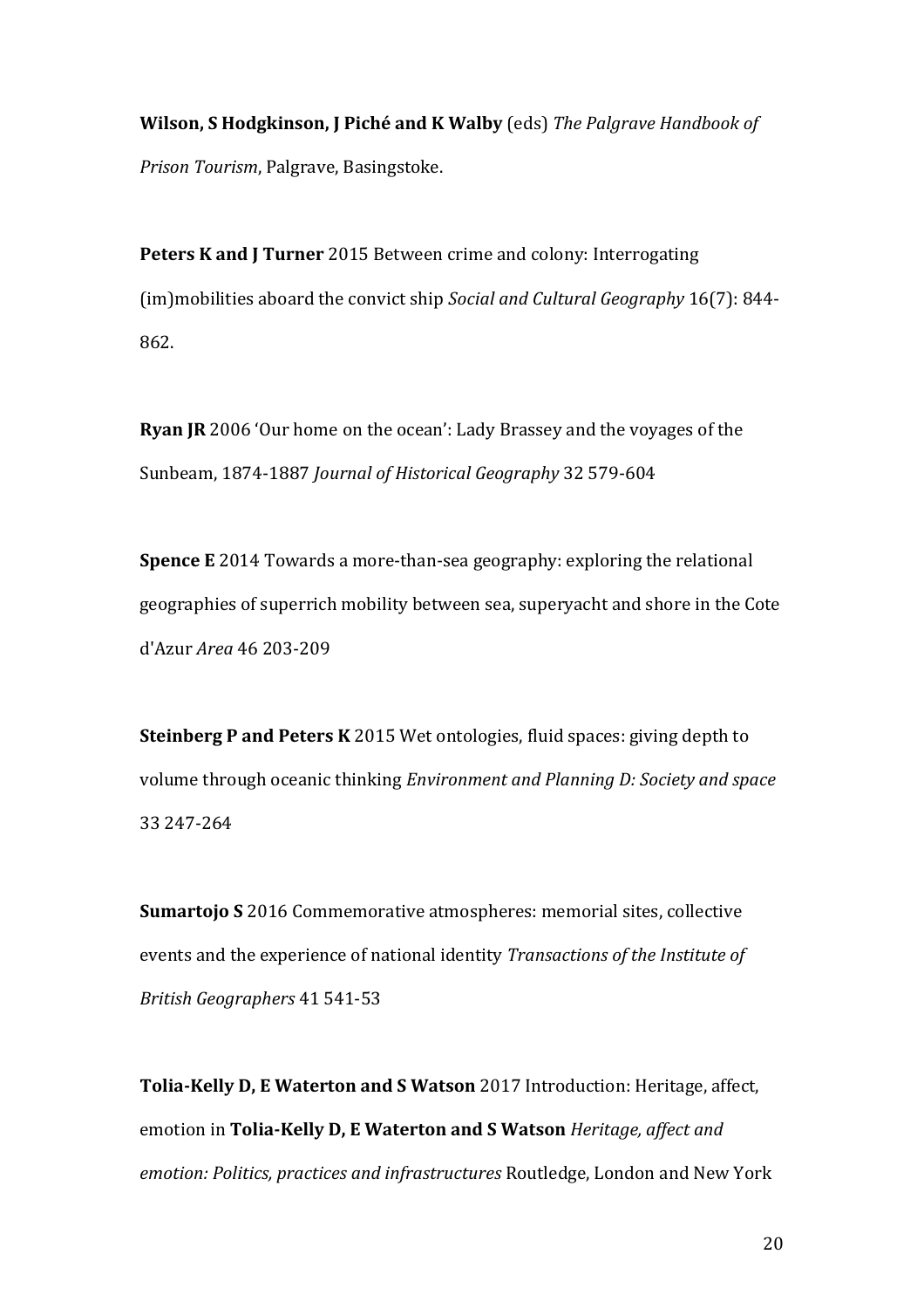**Wilson, S Hodgkinson, J Piché and K Walby** (eds) *The Palgrave Handbook of Prison Tourism*, Palgrave, Basingstoke.

**Peters K and J Turner** 2015 Between crime and colony: Interrogating (im)mobilities aboard the convict ship *Social and Cultural Geography* 16(7): 844-862.

**Ryan JR** 2006 'Our home on the ocean': Lady Brassey and the voyages of the Sunbeam, 1874-1887 *Journal of Historical Geography* 32 579-604

**Spence E** 2014 Towards a more-than-sea geography: exploring the relational geographies of superrich mobility between sea, superyacht and shore in the Cote d'Azur *Area* 46 203-209

**Steinberg P and Peters K** 2015 Wet ontologies, fluid spaces: giving depth to volume through oceanic thinking *Environment and Planning D: Society and space* 33 247-264

**Sumartojo S** 2016 Commemorative atmospheres: memorial sites, collective events and the experience of national identity *Transactions of the Institute of British Geographers* 41 541-53

**Tolia-Kelly D, E Waterton and S Watson** 2017 Introduction: Heritage, affect, emotion in **Tolia-Kelly D, E Waterton and S Watson** *Heritage, affect and emotion: Politics, practices and infrastructures* Routledge, London and New York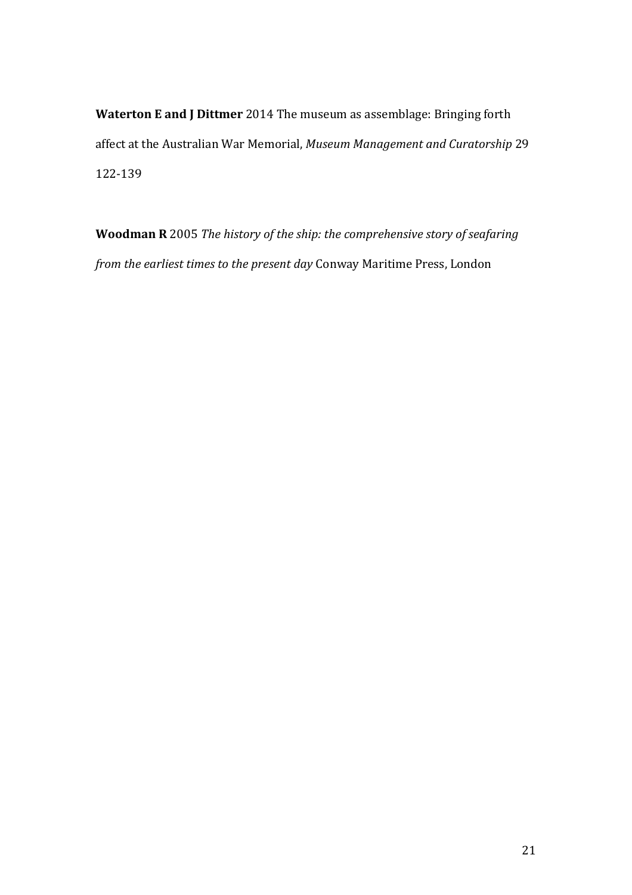**Waterton E and J Dittmer** 2014 The museum as assemblage: Bringing forth affect at the Australian War Memorial, *Museum Management and Curatorship* 29 122-139

**Woodman R** 2005 *The history of the ship: the comprehensive story of seafaring from the earliest times to the present day* Conway Maritime Press, London